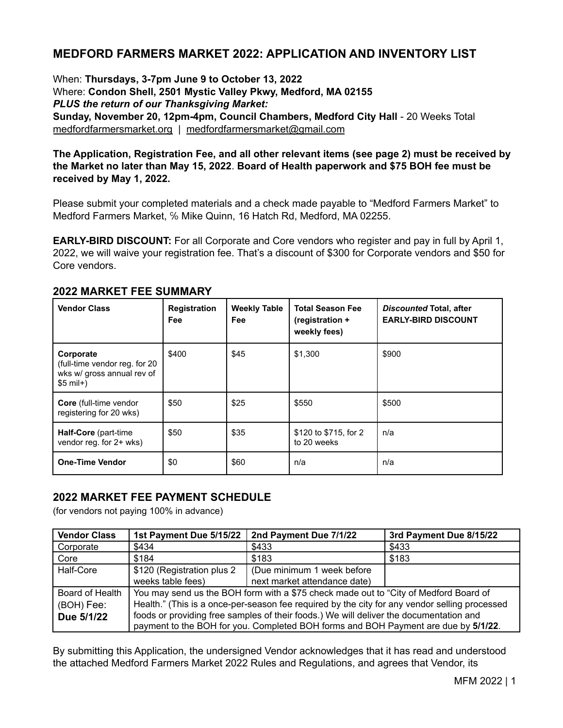# MEDFORD FARMERS MARKET 2022: APPLICATION AND INVENTORY LIST

When: **Thursdays, 3-7pm June 9 to October 13, 2022**
Where: **Condon Shell, 2501 Mystic Valley Pkwy, Medford, MA 02155**
***PLUS the return of our Thanksgiving Market:***
**Sunday, November 20, 12pm-4pm, Council Chambers, Medford City Hall** - 20 Weeks Total
medfordfarmersmarket.org | medfordfarmersmarket@gmail.com

**The Application, Registration Fee, and all other relevant items (see page 2) must be received by the Market no later than May 15, 2022**. **Board of Health paperwork and $75 BOH fee must be received by May 1, 2022.**

Please submit your completed materials and a check made payable to "Medford Farmers Market" to Medford Farmers Market, ℅ Mike Quinn, 16 Hatch Rd, Medford, MA 02255.

**EARLY-BIRD DISCOUNT:** For all Corporate and Core vendors who register and pay in full by April 1, 2022, we will waive your registration fee. That's a discount of $300 for Corporate vendors and $50 for Core vendors.

## 2022 MARKET FEE SUMMARY

| Vendor Class | Registration Fee | Weekly Table Fee | Total Season Fee (registration + weekly fees) | *Discounted* Total, after EARLY-BIRD DISCOUNT |
|---|---|---|---|---|
| **Corporate** (full-time vendor reg. for 20 wks w/ gross annual rev of $5 mil+) | $400 | $45 | $1,300 | $900 |
| **Core** (full-time vendor registering for 20 wks) | $50 | $25 | $550 | $500 |
| **Half-Core** (part-time vendor reg. for 2+ wks) | $50 | $35 | $120 to $715, for 2 to 20 weeks | n/a |
| **One-Time Vendor** | $0 | $60 | n/a | n/a |

## 2022 MARKET FEE PAYMENT SCHEDULE

(for vendors not paying 100% in advance)

| Vendor Class | 1st Payment Due 5/15/22 | 2nd Payment Due 7/1/22 | 3rd Payment Due 8/15/22 |
|---|---|---|---|
| Corporate | $434 | $433 | $433 |
| Core | $184 | $183 | $183 |
| Half-Core | $120 (Registration plus 2 weeks table fees) | (Due minimum 1 week before next market attendance date) | |
| Board of Health (BOH) Fee: **Due 5/1/22** | You may send us the BOH form with a $75 check made out to "City of Medford Board of Health." (This is a once-per-season fee required by the city for any vendor selling processed foods or providing free samples of their foods.) We will deliver the documentation and payment to the BOH for you. Completed BOH forms and BOH Payment are due by **5/1/22**. | | |

By submitting this Application, the undersigned Vendor acknowledges that it has read and understood the attached Medford Farmers Market 2022 Rules and Regulations, and agrees that Vendor, its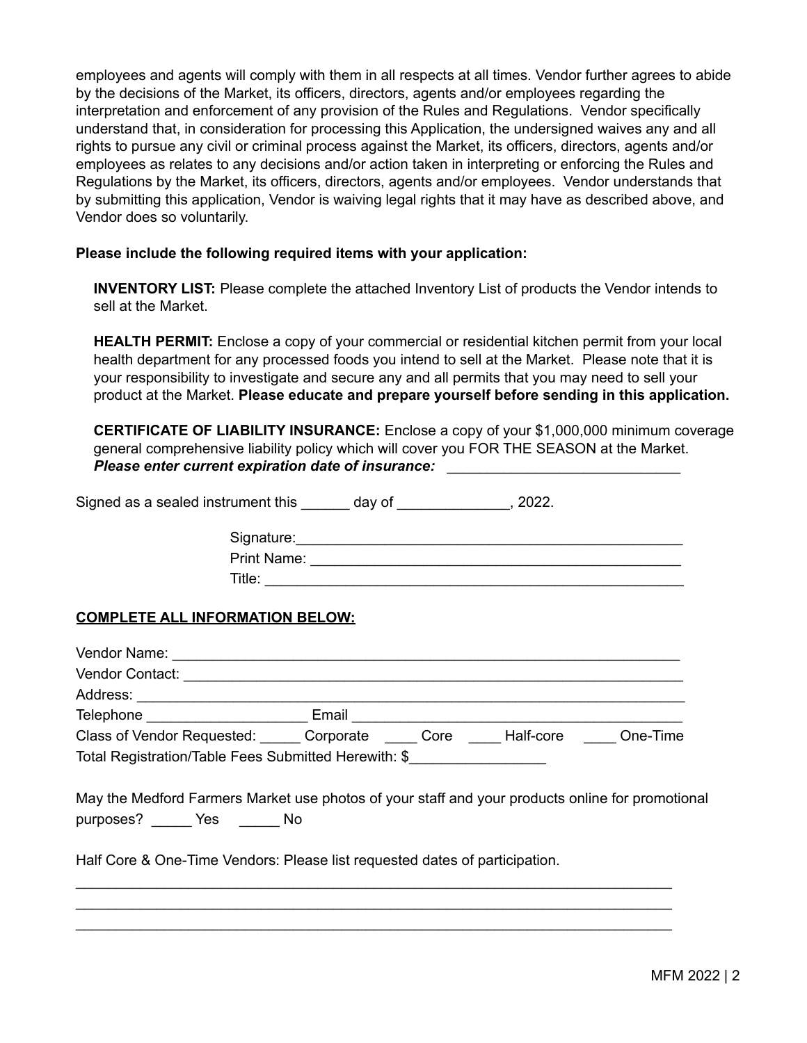employees and agents will comply with them in all respects at all times. Vendor further agrees to abide by the decisions of the Market, its officers, directors, agents and/or employees regarding the interpretation and enforcement of any provision of the Rules and Regulations. Vendor specifically understand that, in consideration for processing this Application, the undersigned waives any and all rights to pursue any civil or criminal process against the Market, its officers, directors, agents and/or employees as relates to any decisions and/or action taken in interpreting or enforcing the Rules and Regulations by the Market, its officers, directors, agents and/or employees. Vendor understands that by submitting this application, Vendor is waiving legal rights that it may have as described above, and Vendor does so voluntarily.

**Please include the following required items with your application:**

**INVENTORY LIST:** Please complete the attached Inventory List of products the Vendor intends to sell at the Market.

**HEALTH PERMIT:** Enclose a copy of your commercial or residential kitchen permit from your local health department for any processed foods you intend to sell at the Market. Please note that it is your responsibility to investigate and secure any and all permits that you may need to sell your product at the Market. **Please educate and prepare yourself before sending in this application.**

**CERTIFICATE OF LIABILITY INSURANCE:** Enclose a copy of your $1,000,000 minimum coverage general comprehensive liability policy which will cover you FOR THE SEASON at the Market.
***Please enter current expiration date of insurance:*** ______________________________

Signed as a sealed instrument this ______ day of ______________, 2022.

Signature:_________________________________________________

Print Name: ________________________________________________

Title: _____________________________________________________

**COMPLETE ALL INFORMATION BELOW:**

Vendor Name: ______________________________________________________________

Vendor Contact: _____________________________________________________________

Address: ___________________________________________________________________

Telephone ____________________ Email __________________________________________

Class of Vendor Requested: _____ Corporate ____ Core ____ Half-core ____ One-Time

Total Registration/Table Fees Submitted Herewith: $_________________

May the Medford Farmers Market use photos of your staff and your products online for promotional purposes? _____ Yes _____ No

Half Core & One-Time Vendors: Please list requested dates of participation.

_____________________________________________________________________________

_____________________________________________________________________________

_____________________________________________________________________________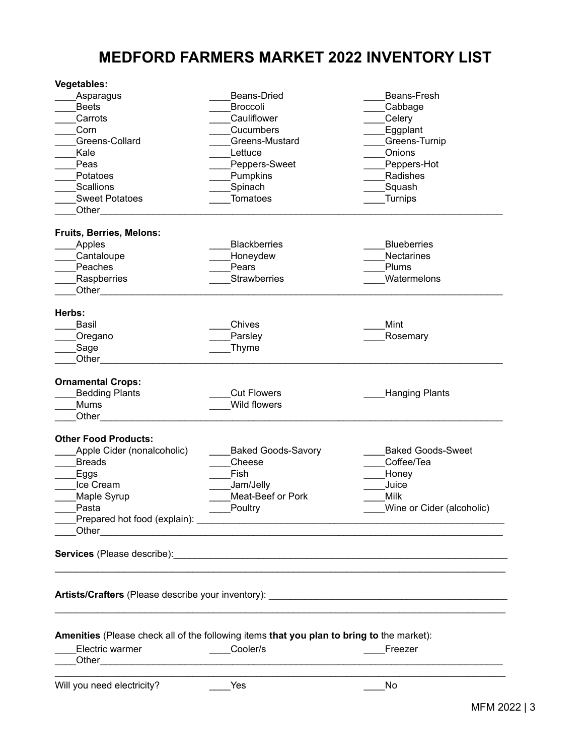# MEDFORD FARMERS MARKET 2022 INVENTORY LIST

**Vegetables:**

| | | |
|---|---|---|
| ____Asparagus | ____Beans-Dried | ____Beans-Fresh |
| ____Beets | ____Broccoli | ____Cabbage |
| ____Carrots | ____Cauliflower | ____Celery |
| ____Corn | ____Cucumbers | ____Eggplant |
| ____Greens-Collard | ____Greens-Mustard | ____Greens-Turnip |
| ____Kale | ____Lettuce | ____Onions |
| ____Peas | ____Peppers-Sweet | ____Peppers-Hot |
| ____Potatoes | ____Pumpkins | ____Radishes |
| ____Scallions | ____Spinach | ____Squash |
| ____Sweet Potatoes | ____Tomatoes | ____Turnips |

____Other________________________________________________________________________

**Fruits, Berries, Melons:**

| | | |
|---|---|---|
| ____Apples | ____Blackberries | ____Blueberries |
| ____Cantaloupe | ____Honeydew | ____Nectarines |
| ____Peaches | ____Pears | ____Plums |
| ____Raspberries | ____Strawberries | ____Watermelons |

____Other________________________________________________________________________

**Herbs:**

| | | |
|---|---|---|
| ____Basil | ____Chives | ____Mint |
| ____Oregano | ____Parsley | ____Rosemary |
| ____Sage | ____Thyme | |

____Other________________________________________________________________________

**Ornamental Crops:**

| | | |
|---|---|---|
| ____Bedding Plants | ____Cut Flowers | ____Hanging Plants |
| ____Mums | ____Wild flowers | |

____Other________________________________________________________________________

**Other Food Products:**

| | | |
|---|---|---|
| ____Apple Cider (nonalcoholic) | ____Baked Goods-Savory | ____Baked Goods-Sweet |
| ____Breads | ____Cheese | ____Coffee/Tea |
| ____Eggs | ____Fish | ____Honey |
| ____Ice Cream | ____Jam/Jelly | ____Juice |
| ____Maple Syrup | ____Meat-Beef or Pork | ____Milk |
| ____Pasta | ____Poultry | ____Wine or Cider (alcoholic) |

____Prepared hot food (explain): ____________________________________________________________

____Other________________________________________________________________________

**Services** (Please describe):_________________________________________________________________

___________________________________________________________________________________

**Artists/Crafters** (Please describe your inventory): ____________________________________________

___________________________________________________________________________________

**Amenities** (Please check all of the following items **that you plan to bring to** the market):

| | | |
|---|---|---|
| ____Electric warmer | ____Cooler/s | ____Freezer |

____Other________________________________________________________________________

___________________________________________________________________________________

| | | |
|---|---|---|
| Will you need electricity? | ____Yes | ____No |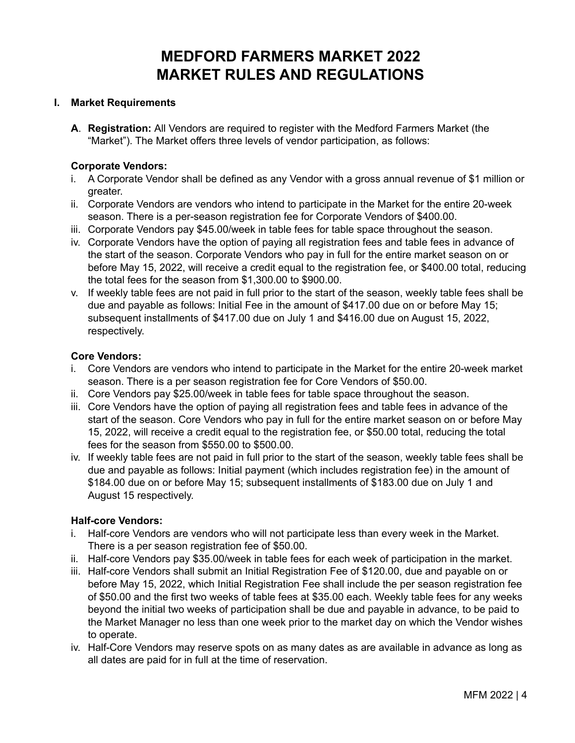# MEDFORD FARMERS MARKET 2022
# MARKET RULES AND REGULATIONS

## I. Market Requirements

**A**. **Registration:** All Vendors are required to register with the Medford Farmers Market (the "Market"). The Market offers three levels of vendor participation, as follows:

**Corporate Vendors:**

i. A Corporate Vendor shall be defined as any Vendor with a gross annual revenue of $1 million or greater.
ii. Corporate Vendors are vendors who intend to participate in the Market for the entire 20-week season. There is a per-season registration fee for Corporate Vendors of $400.00.
iii. Corporate Vendors pay $45.00/week in table fees for table space throughout the season.
iv. Corporate Vendors have the option of paying all registration fees and table fees in advance of the start of the season. Corporate Vendors who pay in full for the entire market season on or before May 15, 2022, will receive a credit equal to the registration fee, or $400.00 total, reducing the total fees for the season from $1,300.00 to $900.00.
v. If weekly table fees are not paid in full prior to the start of the season, weekly table fees shall be due and payable as follows: Initial Fee in the amount of $417.00 due on or before May 15; subsequent installments of $417.00 due on July 1 and $416.00 due on August 15, 2022, respectively.

**Core Vendors:**

i. Core Vendors are vendors who intend to participate in the Market for the entire 20-week market season. There is a per season registration fee for Core Vendors of $50.00.
ii. Core Vendors pay $25.00/week in table fees for table space throughout the season.
iii. Core Vendors have the option of paying all registration fees and table fees in advance of the start of the season. Core Vendors who pay in full for the entire market season on or before May 15, 2022, will receive a credit equal to the registration fee, or $50.00 total, reducing the total fees for the season from $550.00 to $500.00.
iv. If weekly table fees are not paid in full prior to the start of the season, weekly table fees shall be due and payable as follows: Initial payment (which includes registration fee) in the amount of $184.00 due on or before May 15; subsequent installments of $183.00 due on July 1 and August 15 respectively.

**Half-core Vendors:**

i. Half-core Vendors are vendors who will not participate less than every week in the Market. There is a per season registration fee of $50.00.
ii. Half-core Vendors pay $35.00/week in table fees for each week of participation in the market.
iii. Half-core Vendors shall submit an Initial Registration Fee of $120.00, due and payable on or before May 15, 2022, which Initial Registration Fee shall include the per season registration fee of $50.00 and the first two weeks of table fees at $35.00 each. Weekly table fees for any weeks beyond the initial two weeks of participation shall be due and payable in advance, to be paid to the Market Manager no less than one week prior to the market day on which the Vendor wishes to operate.
iv. Half-Core Vendors may reserve spots on as many dates as are available in advance as long as all dates are paid for in full at the time of reservation.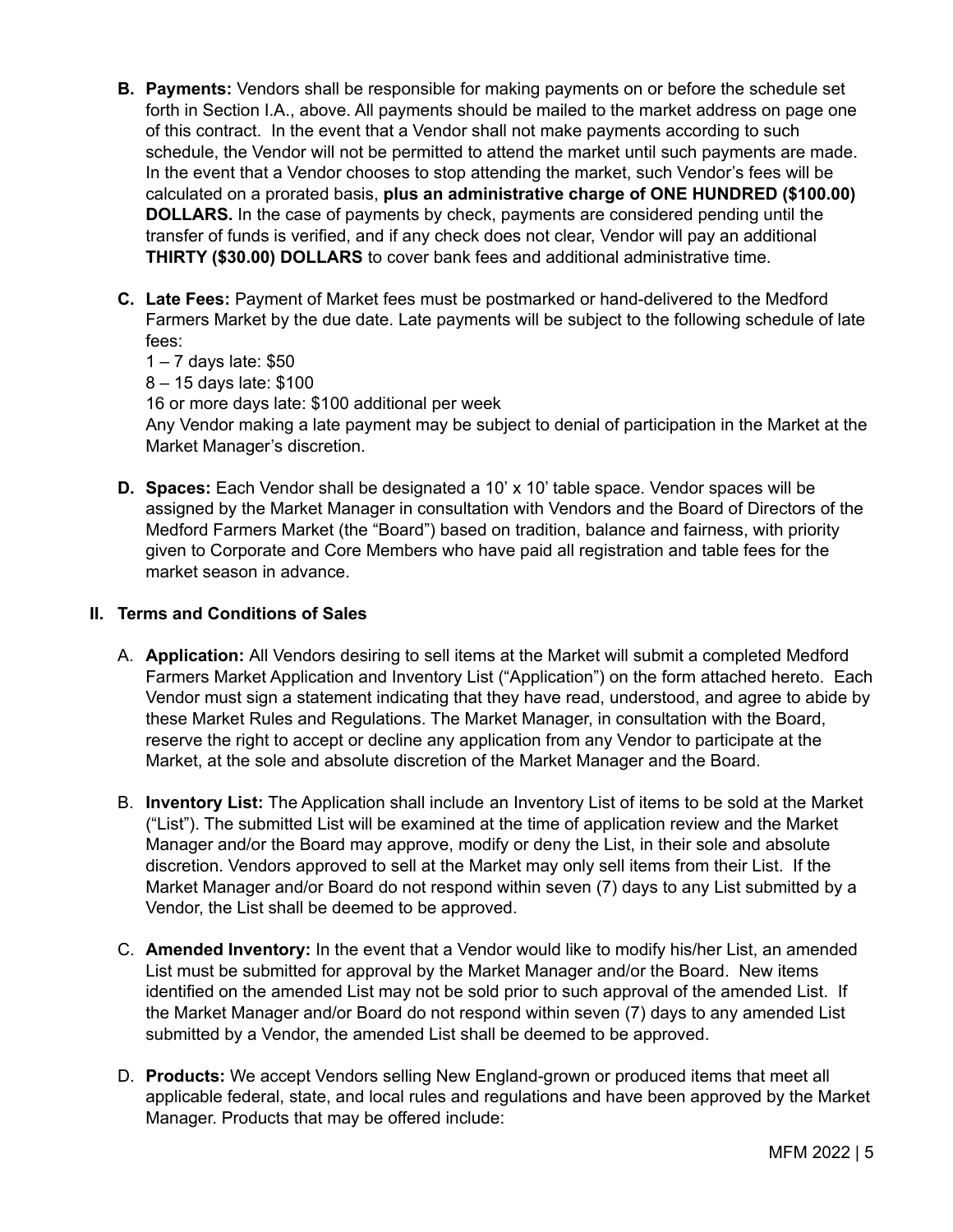B. **Payments:** Vendors shall be responsible for making payments on or before the schedule set forth in Section I.A., above. All payments should be mailed to the market address on page one of this contract. In the event that a Vendor shall not make payments according to such schedule, the Vendor will not be permitted to attend the market until such payments are made. In the event that a Vendor chooses to stop attending the market, such Vendor's fees will be calculated on a prorated basis, **plus an administrative charge of ONE HUNDRED ($100.00) DOLLARS.** In the case of payments by check, payments are considered pending until the transfer of funds is verified, and if any check does not clear, Vendor will pay an additional **THIRTY ($30.00) DOLLARS** to cover bank fees and additional administrative time.

C. **Late Fees:** Payment of Market fees must be postmarked or hand-delivered to the Medford Farmers Market by the due date. Late payments will be subject to the following schedule of late fees:
1 – 7 days late: $50
8 – 15 days late: $100
16 or more days late: $100 additional per week
Any Vendor making a late payment may be subject to denial of participation in the Market at the Market Manager's discretion.

D. **Spaces:** Each Vendor shall be designated a 10' x 10' table space. Vendor spaces will be assigned by the Market Manager in consultation with Vendors and the Board of Directors of the Medford Farmers Market (the "Board") based on tradition, balance and fairness, with priority given to Corporate and Core Members who have paid all registration and table fees for the market season in advance.

## II. Terms and Conditions of Sales

A. **Application:** All Vendors desiring to sell items at the Market will submit a completed Medford Farmers Market Application and Inventory List ("Application") on the form attached hereto. Each Vendor must sign a statement indicating that they have read, understood, and agree to abide by these Market Rules and Regulations. The Market Manager, in consultation with the Board, reserve the right to accept or decline any application from any Vendor to participate at the Market, at the sole and absolute discretion of the Market Manager and the Board.

B. **Inventory List:** The Application shall include an Inventory List of items to be sold at the Market ("List"). The submitted List will be examined at the time of application review and the Market Manager and/or the Board may approve, modify or deny the List, in their sole and absolute discretion. Vendors approved to sell at the Market may only sell items from their List. If the Market Manager and/or Board do not respond within seven (7) days to any List submitted by a Vendor, the List shall be deemed to be approved.

C. **Amended Inventory:** In the event that a Vendor would like to modify his/her List, an amended List must be submitted for approval by the Market Manager and/or the Board. New items identified on the amended List may not be sold prior to such approval of the amended List. If the Market Manager and/or Board do not respond within seven (7) days to any amended List submitted by a Vendor, the amended List shall be deemed to be approved.

D. **Products:** We accept Vendors selling New England-grown or produced items that meet all applicable federal, state, and local rules and regulations and have been approved by the Market Manager. Products that may be offered include: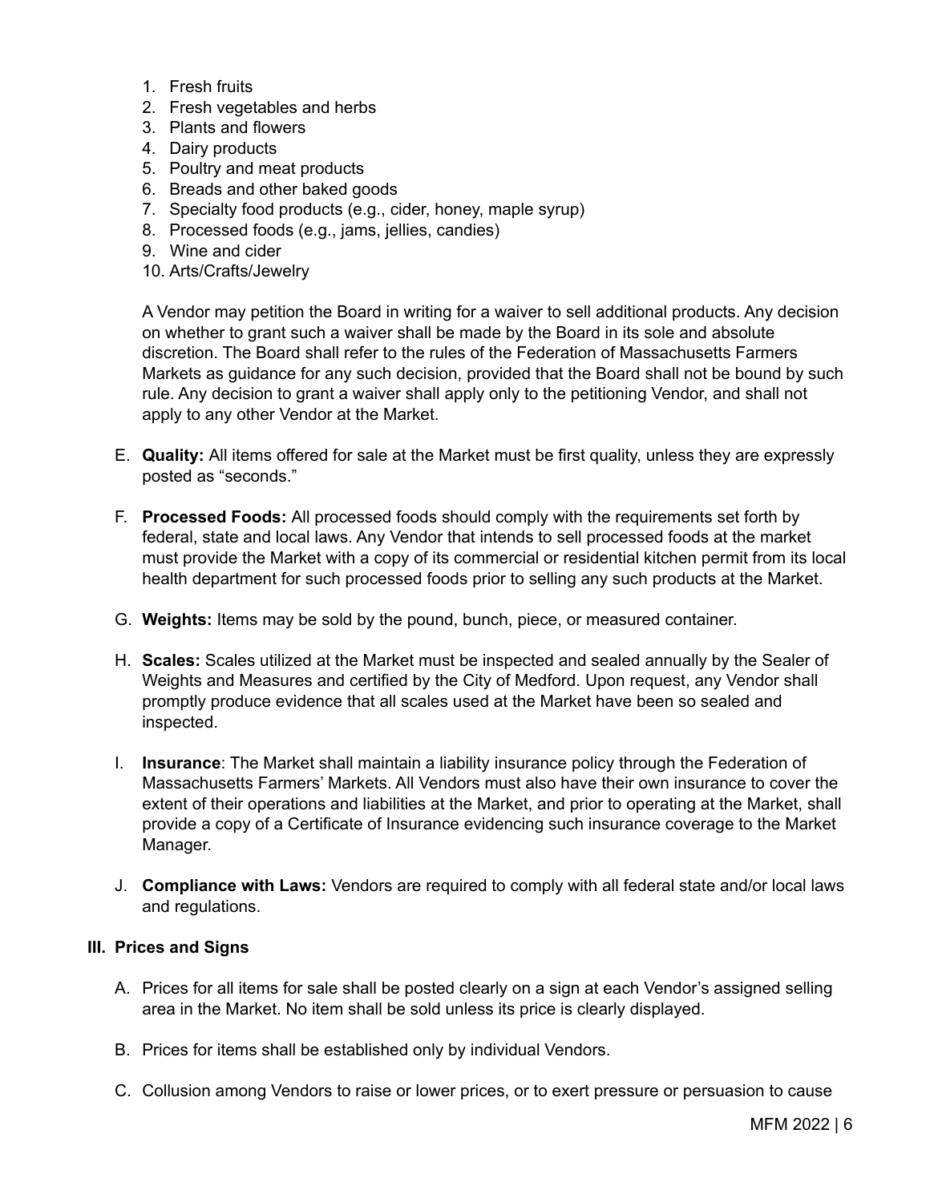1. Fresh fruits
2. Fresh vegetables and herbs
3. Plants and flowers
4. Dairy products
5. Poultry and meat products
6. Breads and other baked goods
7. Specialty food products (e.g., cider, honey, maple syrup)
8. Processed foods (e.g., jams, jellies, candies)
9. Wine and cider
10. Arts/Crafts/Jewelry

A Vendor may petition the Board in writing for a waiver to sell additional products. Any decision on whether to grant such a waiver shall be made by the Board in its sole and absolute discretion. The Board shall refer to the rules of the Federation of Massachusetts Farmers Markets as guidance for any such decision, provided that the Board shall not be bound by such rule. Any decision to grant a waiver shall apply only to the petitioning Vendor, and shall not apply to any other Vendor at the Market.

E. **Quality:** All items offered for sale at the Market must be first quality, unless they are expressly posted as "seconds."

F. **Processed Foods:** All processed foods should comply with the requirements set forth by federal, state and local laws. Any Vendor that intends to sell processed foods at the market must provide the Market with a copy of its commercial or residential kitchen permit from its local health department for such processed foods prior to selling any such products at the Market.

G. **Weights:** Items may be sold by the pound, bunch, piece, or measured container.

H. **Scales:** Scales utilized at the Market must be inspected and sealed annually by the Sealer of Weights and Measures and certified by the City of Medford. Upon request, any Vendor shall promptly produce evidence that all scales used at the Market have been so sealed and inspected.

I. **Insurance**: The Market shall maintain a liability insurance policy through the Federation of Massachusetts Farmers' Markets. All Vendors must also have their own insurance to cover the extent of their operations and liabilities at the Market, and prior to operating at the Market, shall provide a copy of a Certificate of Insurance evidencing such insurance coverage to the Market Manager.

J. **Compliance with Laws:** Vendors are required to comply with all federal state and/or local laws and regulations.

## III. Prices and Signs

A. Prices for all items for sale shall be posted clearly on a sign at each Vendor's assigned selling area in the Market. No item shall be sold unless its price is clearly displayed.

B. Prices for items shall be established only by individual Vendors.

C. Collusion among Vendors to raise or lower prices, or to exert pressure or persuasion to cause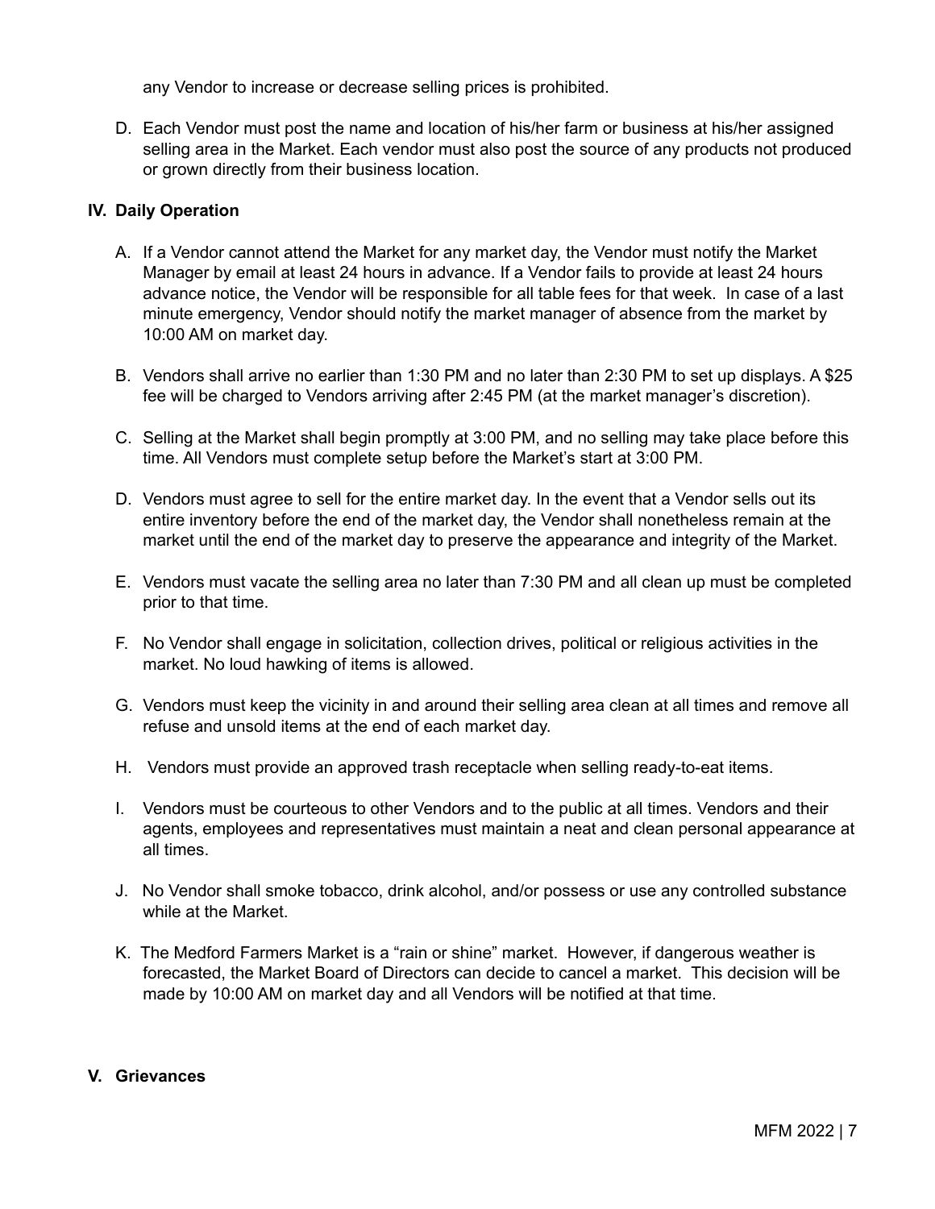any Vendor to increase or decrease selling prices is prohibited.

D. Each Vendor must post the name and location of his/her farm or business at his/her assigned selling area in the Market. Each vendor must also post the source of any products not produced or grown directly from their business location.

## IV. Daily Operation

A. If a Vendor cannot attend the Market for any market day, the Vendor must notify the Market Manager by email at least 24 hours in advance. If a Vendor fails to provide at least 24 hours advance notice, the Vendor will be responsible for all table fees for that week. In case of a last minute emergency, Vendor should notify the market manager of absence from the market by 10:00 AM on market day.

B. Vendors shall arrive no earlier than 1:30 PM and no later than 2:30 PM to set up displays. A $25 fee will be charged to Vendors arriving after 2:45 PM (at the market manager's discretion).

C. Selling at the Market shall begin promptly at 3:00 PM, and no selling may take place before this time. All Vendors must complete setup before the Market's start at 3:00 PM.

D. Vendors must agree to sell for the entire market day. In the event that a Vendor sells out its entire inventory before the end of the market day, the Vendor shall nonetheless remain at the market until the end of the market day to preserve the appearance and integrity of the Market.

E. Vendors must vacate the selling area no later than 7:30 PM and all clean up must be completed prior to that time.

F. No Vendor shall engage in solicitation, collection drives, political or religious activities in the market. No loud hawking of items is allowed.

G. Vendors must keep the vicinity in and around their selling area clean at all times and remove all refuse and unsold items at the end of each market day.

H. Vendors must provide an approved trash receptacle when selling ready-to-eat items.

I. Vendors must be courteous to other Vendors and to the public at all times. Vendors and their agents, employees and representatives must maintain a neat and clean personal appearance at all times.

J. No Vendor shall smoke tobacco, drink alcohol, and/or possess or use any controlled substance while at the Market.

K. The Medford Farmers Market is a "rain or shine" market. However, if dangerous weather is forecasted, the Market Board of Directors can decide to cancel a market. This decision will be made by 10:00 AM on market day and all Vendors will be notified at that time.

## V. Grievances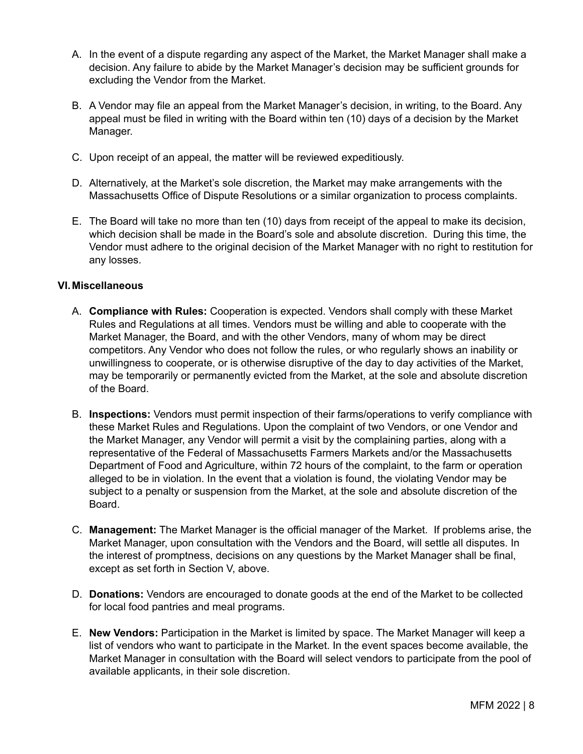A. In the event of a dispute regarding any aspect of the Market, the Market Manager shall make a decision. Any failure to abide by the Market Manager's decision may be sufficient grounds for excluding the Vendor from the Market.

B. A Vendor may file an appeal from the Market Manager's decision, in writing, to the Board. Any appeal must be filed in writing with the Board within ten (10) days of a decision by the Market Manager.

C. Upon receipt of an appeal, the matter will be reviewed expeditiously.

D. Alternatively, at the Market's sole discretion, the Market may make arrangements with the Massachusetts Office of Dispute Resolutions or a similar organization to process complaints.

E. The Board will take no more than ten (10) days from receipt of the appeal to make its decision, which decision shall be made in the Board's sole and absolute discretion. During this time, the Vendor must adhere to the original decision of the Market Manager with no right to restitution for any losses.

## VI. Miscellaneous

A. **Compliance with Rules:** Cooperation is expected. Vendors shall comply with these Market Rules and Regulations at all times. Vendors must be willing and able to cooperate with the Market Manager, the Board, and with the other Vendors, many of whom may be direct competitors. Any Vendor who does not follow the rules, or who regularly shows an inability or unwillingness to cooperate, or is otherwise disruptive of the day to day activities of the Market, may be temporarily or permanently evicted from the Market, at the sole and absolute discretion of the Board.

B. **Inspections:** Vendors must permit inspection of their farms/operations to verify compliance with these Market Rules and Regulations. Upon the complaint of two Vendors, or one Vendor and the Market Manager, any Vendor will permit a visit by the complaining parties, along with a representative of the Federal of Massachusetts Farmers Markets and/or the Massachusetts Department of Food and Agriculture, within 72 hours of the complaint, to the farm or operation alleged to be in violation. In the event that a violation is found, the violating Vendor may be subject to a penalty or suspension from the Market, at the sole and absolute discretion of the Board.

C. **Management:** The Market Manager is the official manager of the Market. If problems arise, the Market Manager, upon consultation with the Vendors and the Board, will settle all disputes. In the interest of promptness, decisions on any questions by the Market Manager shall be final, except as set forth in Section V, above.

D. **Donations:** Vendors are encouraged to donate goods at the end of the Market to be collected for local food pantries and meal programs.

E. **New Vendors:** Participation in the Market is limited by space. The Market Manager will keep a list of vendors who want to participate in the Market. In the event spaces become available, the Market Manager in consultation with the Board will select vendors to participate from the pool of available applicants, in their sole discretion.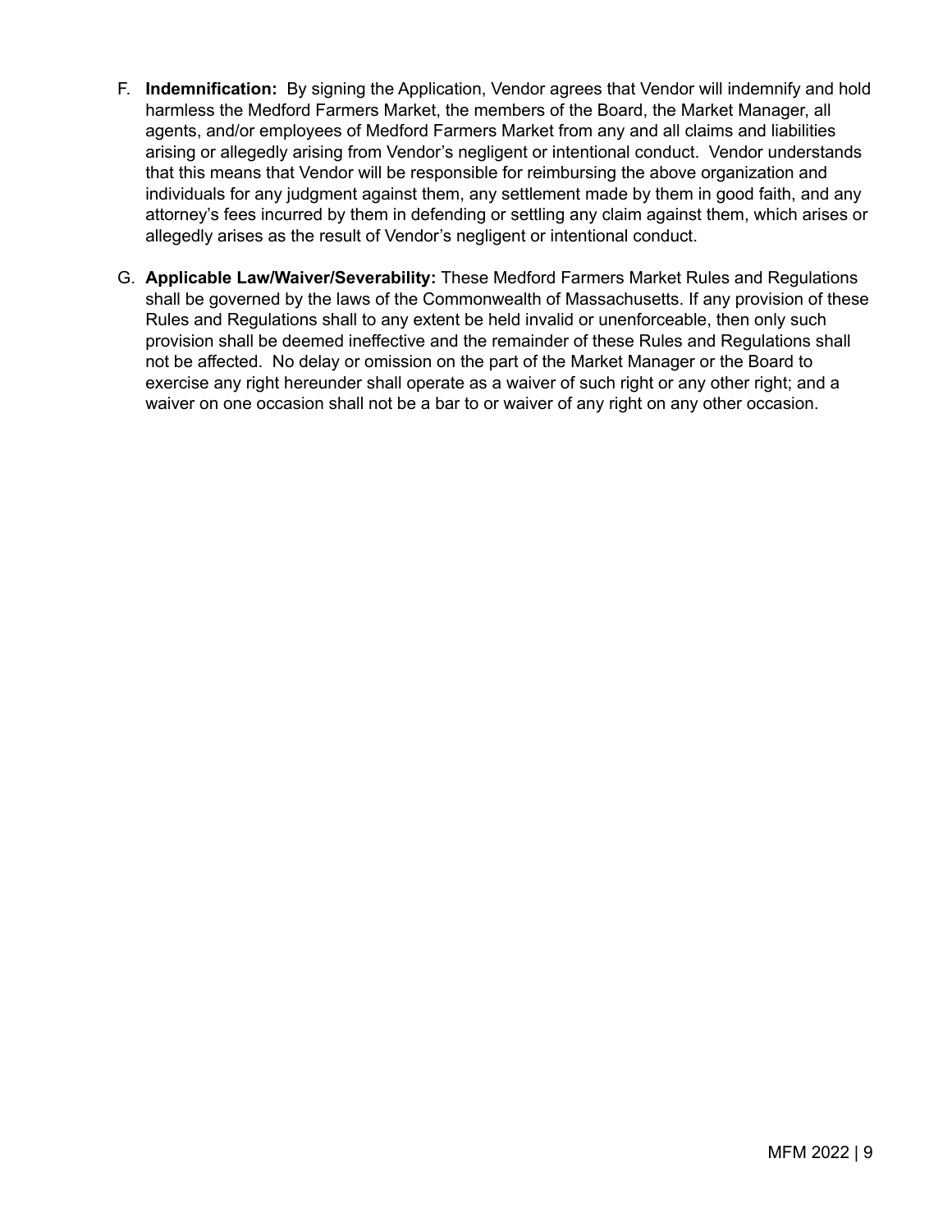F. **Indemnification:** By signing the Application, Vendor agrees that Vendor will indemnify and hold harmless the Medford Farmers Market, the members of the Board, the Market Manager, all agents, and/or employees of Medford Farmers Market from any and all claims and liabilities arising or allegedly arising from Vendor's negligent or intentional conduct. Vendor understands that this means that Vendor will be responsible for reimbursing the above organization and individuals for any judgment against them, any settlement made by them in good faith, and any attorney's fees incurred by them in defending or settling any claim against them, which arises or allegedly arises as the result of Vendor's negligent or intentional conduct.

G. **Applicable Law/Waiver/Severability:** These Medford Farmers Market Rules and Regulations shall be governed by the laws of the Commonwealth of Massachusetts. If any provision of these Rules and Regulations shall to any extent be held invalid or unenforceable, then only such provision shall be deemed ineffective and the remainder of these Rules and Regulations shall not be affected. No delay or omission on the part of the Market Manager or the Board to exercise any right hereunder shall operate as a waiver of such right or any other right; and a waiver on one occasion shall not be a bar to or waiver of any right on any other occasion.